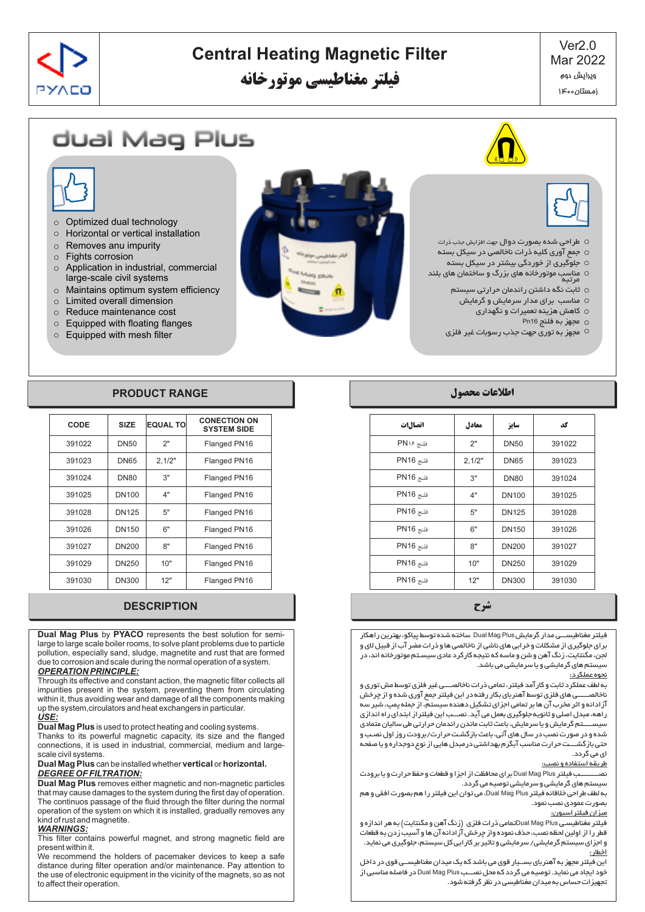# Central Heating Magnetic Filter

# فیلتر مغناطیسی موتورخانه

Ver2.0
Mar 2022
ویرایش دوم
زمستان ۱۴۰۰

## dual Mag Plus

- Optimized dual technology
- Horizontal or vertical installation
- Removes anu impurity
- Fights corrosion
- Application in industrial, commercial large-scale civil systems
- Maintains optimum system efficiency
- Limited overall dimension
- Reduce maintenance cost
- Equipped with floating flanges
- Equipped with mesh filter

- طراحی شده بصورت دوال جهت افزایش جذب ذرات
- جمع آوری کلیه ذرات ناخالصی در سیکل بسته
- جلوگیری از خوردگی بیشتر در سیکل بسته
- مناسب موتورخانه های بزرگ و ساختمان های بلند مرتبه
- ثابت نگه داشتن راندمان حرارتی سیستم
- مناسب برای مدار سرمایش و گرمایش
- کاهش هزینه تعمیرات و نگهداری
- مجهز به فلنج Pn16
- مجهز به توری جهت جذب رسوبات غیر فلزی

## PRODUCT RANGE

| CODE | SIZE | EQUAL TO | CONECTION ON SYSTEM SIDE |
|---|---|---|---|
| 391022 | DN50 | 2" | Flanged PN16 |
| 391023 | DN65 | 2,1/2" | Flanged PN16 |
| 391024 | DN80 | 3" | Flanged PN16 |
| 391025 | DN100 | 4" | Flanged PN16 |
| 391028 | DN125 | 5" | Flanged PN16 |
| 391026 | DN150 | 6" | Flanged PN16 |
| 391027 | DN200 | 8" | Flanged PN16 |
| 391029 | DN250 | 10" | Flanged PN16 |
| 391030 | DN300 | 12" | Flanged PN16 |

## اطلاعات محصول

| کد | سایز | معادل | اتصالات |
|---|---|---|---|
| 391022 | DN50 | 2" | فلنج PN۱۶ |
| 391023 | DN65 | 2,1/2" | فلنج PN16 |
| 391024 | DN80 | 3" | فلنج PN16 |
| 391025 | DN100 | 4" | فلنج PN16 |
| 391028 | DN125 | 5" | فلنج PN16 |
| 391026 | DN150 | 6" | فلنج PN16 |
| 391027 | DN200 | 8" | فلنج PN16 |
| 391029 | DN250 | 10" | فلنج PN16 |
| 391030 | DN300 | 12" | فلنج PN16 |

## DESCRIPTION

**Dual Mag Plus** by **PYACO** represents the best solution for semi-large to large scale boiler rooms, to solve plant problems due to particle pollution, especially sand, sludge, magnetite and rust that are formed due to corrosion and scale during the normal operation of a system.

***OPERATION PRINCIPLE:***

Through its effective and constant action, the magnetic filter collects all impurities present in the system, preventing them from circulating within it, thus avoiding wear and damage of all the components making up the system, circulators and heat exchangers in particular.

***USE:***

**Dual Mag Plus** is used to protect heating and cooling systems. Thanks to its powerful magnetic capacity, its size and the flanged connections, it is used in industrial, commercial, medium and large-scale civil systems.

**Dual Mag Plus** can be installed whether **vertical** or **horizontal.**

***DEGREE OF FILTRATION:***

**Dual Mag Plus** removes either magnetic and non-magnetic particles that may cause damages to the system during the first day of operation. The continuos passage of the fluid through the filter during the normal operation of the system on which it is installed, gradually removes any kind of rust and magnetite.

***WARNINGS:***

This filter contains powerful magnet, and strong magnetic field are present within it.

We recommend the holders of pacemaker devices to keep a safe distance during filter operation and/or maintenance. Pay attention to the use of electronic equipment in the vicinity of the magnets, so as not to affect their operation.

## شرح

فیلتر مغناطیسی مدار گرمایش Dual Mag Plus ساخته شده توسط پیاکو، بهترین راهکار برای جلوگیری از مشکلات و خرابی های ناشی از ناخالصی ها و ذرات مضر آب از قبیل لای و لجن، مگنتیت، زنگ آهن و شن و ماسه که نتیجه کارکرد عادی سیستم موتورخانه اند، در سیستم های گرمایشی و یا سرمایشی می باشد.

نحوه عملکرد:

به لطف عملکرد ثابت و کارآمد فیلتر، تمامی ذرات ناخالصی غیر فلزی توسط مش توری و ناخالصی های فلزی توسط آهنربای بکار رفته در این فیلتر جمع آوری شده و از چرخش آزادانه و اثر مخرب آن ها بر تمامی اجزای تشکیل دهنده سیستم، از جمله پمپ، شیر سه راهه، مبدل اصلی و ثانویه جلوگیری بعمل می آید. نصب این فیلتر از ابتدای راه اندازی سیستم گرمایش و یا سرمایش، باعث ثابت ماندن راندمان حرارتی طی سالیان متمادی شده و در صورت نصب در سال های آتی، باعث بازگشت حرارت/برودت روز اول نصب و حتی بازگشت حرارت مناسب آبگرم بهداشتی درمبدل هایی از نوع دوجداره و یا صفحه ای می گردد.

طریقه استفاده و نصب:

نصب فیلتر Dual Mag Plus برای محافظت از اجزا و قطعات و حفظ حرارت و یا برودت سیستم های گرمایشی و سرمایشی توصیه می گردد.

به لطف طراحی خلاقانه فیلتر Dual Mag Plus، می توان این فیلتر را هم بصورت افقی و هم بصورت عمودی نصب نمود.

میزان فیلتراسیون:

فیلتر مغناطیسی Dual Mag Plus تمامی ذرات فلزی (زنگ آهن و مگنتایت) به هر اندازه و قطر را از اولین لحظه نصب، حذف نموده و از چرخش آزادانه آن ها و آسیب زدن به قطعات و اجزای سیستم گرمایشی/ سرمایشی و تاثیر بر کارایی کل سیستم، جلوگیری می نماید.

اخطار:

این فیلتر مجهز به آهنربای بسیار قوی می باشد که یک میدان مغناطیسی قوی در داخل خود ایجاد می نماید. توصیه می گردد که محل نصب Dual Mag Plus در فاصله مناسبی از تجهیزات حساس به میدان مغناطیسی در نظر گرفته شود.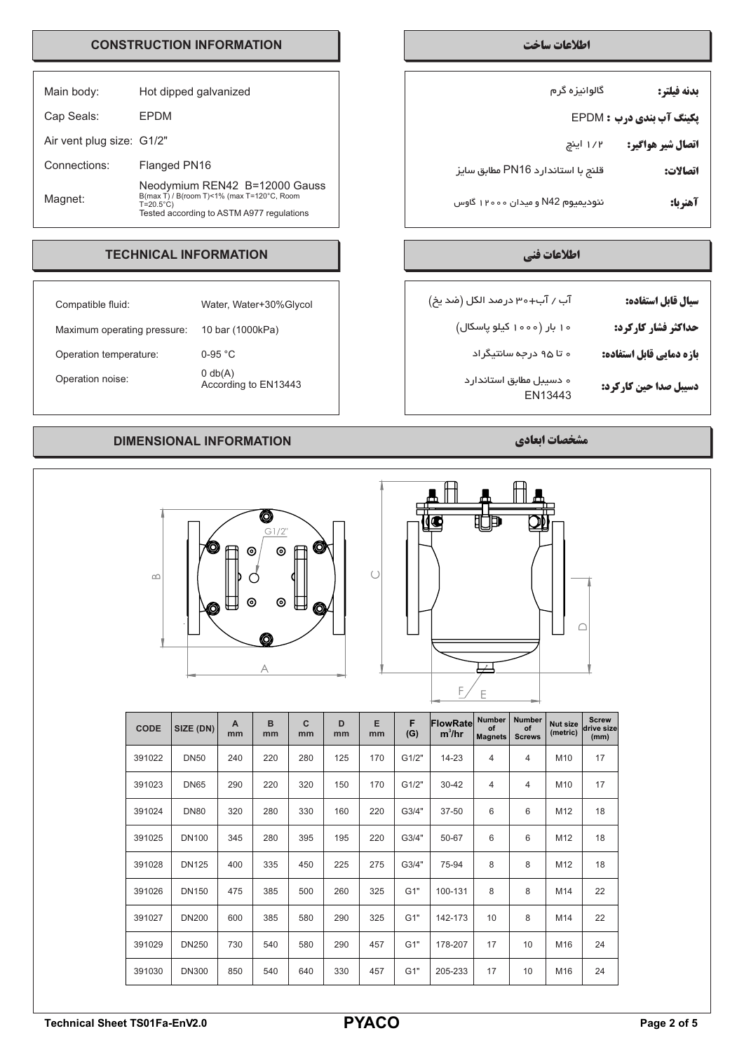## CONSTRUCTION INFORMATION

| | |
|---|---|
| Main body: | Hot dipped galvanized |
| Cap Seals: | EPDM |
| Air vent plug size: | G1/2" |
| Connections: | Flanged PN16 |
| Magnet: | Neodymium REN42 B=12000 Gauss<br>B(max T) / B(room T)<1% (max T=120°C, Room T=20.5°C)<br>Tested according to ASTM A977 regulations |

## اطلاعات ساخت

| | |
|---|---|
| بدنه فیلتر: | گالوانیزه گرم |
| پکینگ آب بندی درب : | EPDM |
| اتصال شیر هواگیر: | ۱/۲ اینچ |
| اتصالات: | فلنج با استاندارد PN16 مطابق سایز |
| آهنربا: | نئودیمیوم N42 و میدان ۱۲۰۰۰ گاوس |

## TECHNICAL INFORMATION

| | |
|---|---|
| Compatible fluid: | Water, Water+30%Glycol |
| Maximum operating pressure: | 10 bar (1000kPa) |
| Operation temperature: | 0-95 °C |
| Operation noise: | 0 db(A)<br>According to EN13443 |

## اطلاعات فنی

| | |
|---|---|
| سیال قابل استفاده: | آب / آب+۳۰ درصد الکل (ضد یخ) |
| حداکثر فشار کارکرد: | ۱۰ بار (۱۰۰۰ کیلو پاسکال) |
| بازه دمایی قابل استفاده: | ۰ تا ۹۵ درجه سانتیگراد |
| دسیبل صدا حین کارکرد: | ۰ دسیبل مطابق استاندارد EN13443 |

## DIMENSIONAL INFORMATION

## مشخصات ابعادی

| CODE | SIZE (DN) | A mm | B mm | C mm | D mm | E mm | F (G) | FlowRate $m^3/hr$ | Number of Magnets | Number of Screws | Nut size (metric) | Screw drive size (mm) |
|---|---|---|---|---|---|---|---|---|---|---|---|---|
| 391022 | DN50 | 240 | 220 | 280 | 125 | 170 | G1/2" | 14-23 | 4 | 4 | M10 | 17 |
| 391023 | DN65 | 290 | 220 | 320 | 150 | 170 | G1/2" | 30-42 | 4 | 4 | M10 | 17 |
| 391024 | DN80 | 320 | 280 | 330 | 160 | 220 | G3/4" | 37-50 | 6 | 6 | M12 | 18 |
| 391025 | DN100 | 345 | 280 | 395 | 195 | 220 | G3/4" | 50-67 | 6 | 6 | M12 | 18 |
| 391028 | DN125 | 400 | 335 | 450 | 225 | 275 | G3/4" | 75-94 | 8 | 8 | M12 | 18 |
| 391026 | DN150 | 475 | 385 | 500 | 260 | 325 | G1" | 100-131 | 8 | 8 | M14 | 22 |
| 391027 | DN200 | 600 | 385 | 580 | 290 | 325 | G1" | 142-173 | 10 | 8 | M14 | 22 |
| 391029 | DN250 | 730 | 540 | 580 | 290 | 457 | G1" | 178-207 | 17 | 10 | M16 | 24 |
| 391030 | DN300 | 850 | 540 | 640 | 330 | 457 | G1" | 205-233 | 17 | 10 | M16 | 24 |

Technical Sheet TS01Fa-EnV2.0 — PYACO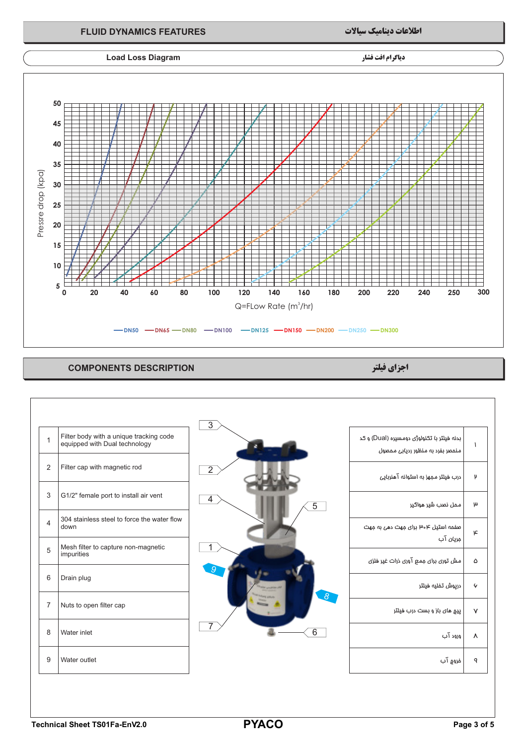## FLUID DYNAMICS FEATURES

## اطلاعات دینامیک سیالات

### Load Loss Diagram

### دیاگرام افت فشار

Pressre drop (kpa)

Q=FLow Rate ($m^3$/hr)

DN50 DN65 DN80 DN100 DN125 DN150 DN200 DN250 DN300

## COMPONENTS DESCRIPTION

## اجزای فیلتر

| | |
|---|---|
| 1 | Filter body with a unique tracking code equipped with Dual technology |
| 2 | Filter cap with magnetic rod |
| 3 | G1/2" female port to install air vent |
| 4 | 304 stainless steel to force the water flow down |
| 5 | Mesh filter to capture non-magnetic impurities |
| 6 | Drain plug |
| 7 | Nuts to open filter cap |
| 8 | Water inlet |
| 9 | Water outlet |

| | |
|---|---|
| بدنه فیلتر با تکنولوژی دومسیره (Dual) و کد منحصر بفرد به منظور ردیابی محصول | ۱ |
| درب فیلتر مجهز به استوانه آهنربایی | ۲ |
| محل نصب شیر هواگیر | ۳ |
| صفحه استیل ۳۰۴ برای جهت دهی به جهت جریان آب | ۴ |
| مش توری برای جمع آوری ذرات غیر فلزی | ۵ |
| درپوش تخلیه فیلتر | ۶ |
| پیچ های باز و بست درب فیلتر | ۷ |
| ورود آب | ۸ |
| خروج آب | ۹ |

Technical Sheet TS01Fa-EnV2.0

PYACO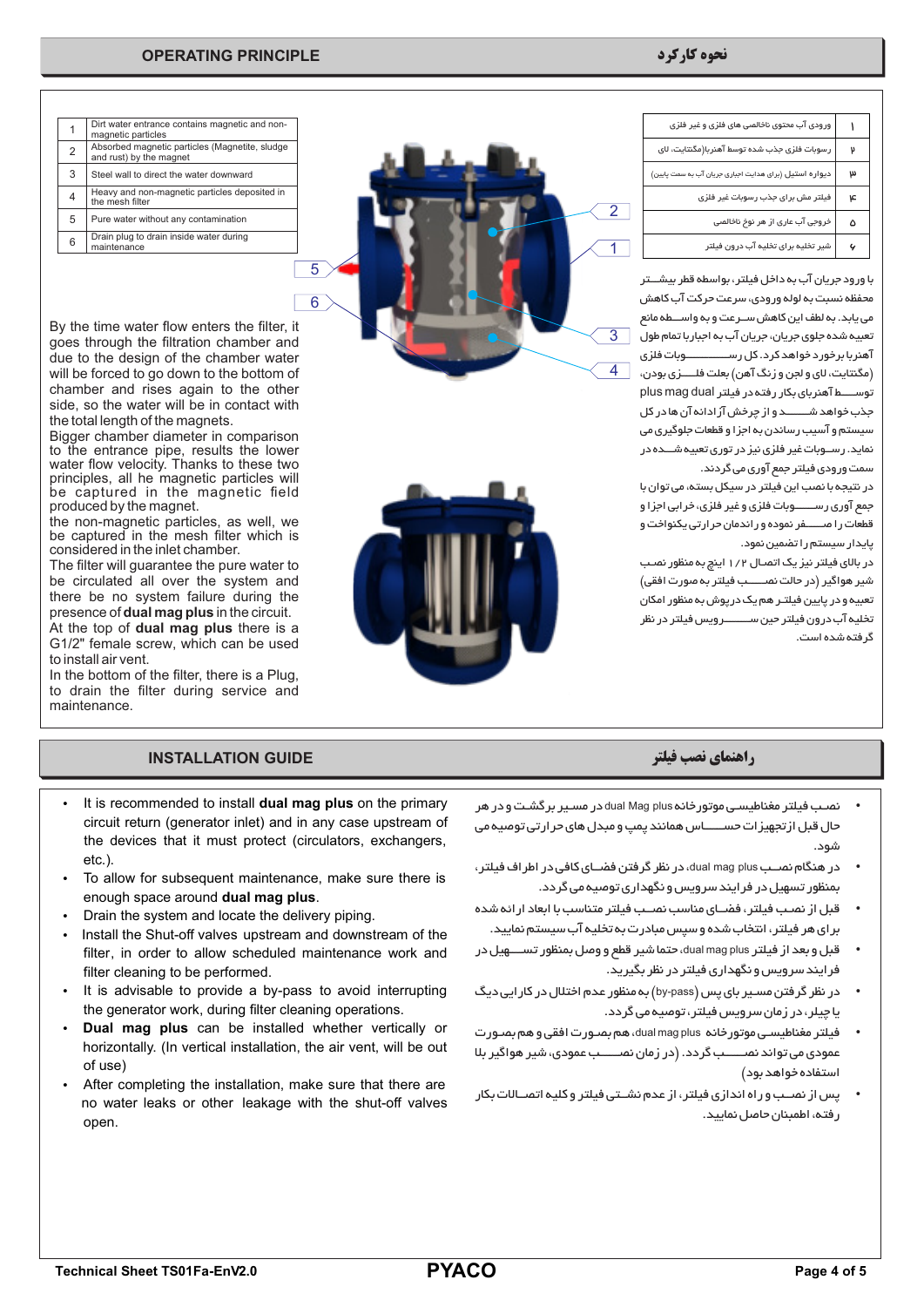## OPERATING PRINCIPLE

## نحوه کارکرد

| | |
|---|---|
| 1 | Dirt water entrance contains magnetic and non-magnetic particles |
| 2 | Absorbed magnetic particles (Magnetite, sludge and rust) by the magnet |
| 3 | Steel wall to direct the water downward |
| 4 | Heavy and non-magnetic particles deposited in the mesh filter |
| 5 | Pure water without any contamination |
| 6 | Drain plug to drain inside water during maintenance |

By the time water flow enters the filter, it goes through the filtration chamber and due to the design of the chamber water will be forced to go down to the bottom of chamber and rises again to the other side, so the water will be in contact with the total length of the magnets.
Bigger chamber diameter in comparison to the entrance pipe, results the lower water flow velocity. Thanks to these two principles, all he magnetic particles will be captured in the magnetic field produced by the magnet.
the non-magnetic particles, as well, we be captured in the mesh filter which is considered in the inlet chamber.
The filter will guarantee the pure water to be circulated all over the system and there be no system failure during the presence of **dual mag plus** in the circuit.
At the top of **dual mag plus** there is a G1/2" female screw, which can be used to install air vent.
In the bottom of the filter, there is a Plug, to drain the filter during service and maintenance.

| | |
|---|---|
| ۱ | ورودی آب محتوی ناخالصی های فلزی و غیر فلزی |
| ۲ | رسوبات فلزی جذب شده توسط آهنربا(مگنتایت، لای |
| ۳ | دیواره استیل (برای هدایت اجباری جریان آب به سمت پایین) |
| ۴ | فیلتر مش برای جذب رسوبات غیر فلزی |
| ۵ | خروجی آب عاری از هر نوع ناخالصی |
| ۶ | شیر تخلیه برای تخلیه آب درون فیلتر |

با ورود جریان آب به داخل فیلتر، بواسطه قطر بیشتر محفظه نسبت به لوله ورودی، سرعت حرکت آب کاهش می یابد. به لطف این کاهش سرعت و به واسطه مانع تعبیه شده جلوی جریان، جریان آب به اجبار با تمام طول آهنربا برخورد خواهد کرد. کل رسوبات فلزی (مگنتایت، لای و لجن و زنگ آهن) بعلت فلزی بودن، توسط آهنربای بکار رفته در فیلتر dual mag plus جذب خواهد شد و از چرخش آزادانه آن ها در کل سیستم و آسیب رساندن به اجزا و قطعات جلوگیری می نماید. رسوبات غیر فلزی نیز در توری تعبیه شده در سمت ورودی فیلتر جمع آوری می گردند.
در نتیجه با نصب این فیلتر در سیکل بسته، می توان با جمع آوری رسوبات فلزی و غیر فلزی، خرابی اجزا و قطعات را صفر نموده و راندمان حرارتی یکنواخت و پایدار سیستم را تضمین نمود.
در بالای فیلتر نیز یک اتصال ۱/۲ اینچ به منظور نصب شیر هواگیر (در حالت نصب فیلتر به صورت افقی) تعبیه و در پایین فیلتر هم یک درپوش به منظور امکان تخلیه آب درون فیلتر حین سرویس فیلتر در نظر گرفته شده است.

## INSTALLATION GUIDE

## راهنمای نصب فیلتر

- It is recommended to install **dual mag plus** on the primary circuit return (generator inlet) and in any case upstream of the devices that it must protect (circulators, exchangers, etc.).
- To allow for subsequent maintenance, make sure there is enough space around **dual mag plus**.
- Drain the system and locate the delivery piping.
- Install the Shut-off valves upstream and downstream of the filter, in order to allow scheduled maintenance work and filter cleaning to be performed.
- It is advisable to provide a by-pass to avoid interrupting the generator work, during filter cleaning operations.
- **Dual mag plus** can be installed whether vertically or horizontally. (In vertical installation, the air vent, will be out of use)
- After completing the installation, make sure that there are no water leaks or other leakage with the shut-off valves open.

- نصب فیلتر مغناطیسی موتورخانه dual Mag plus در مسیر برگشت و در هر حال قبل از تجهیزات حساس همانند پمپ و مبدل های حرارتی توصیه می شود.
- در هنگام نصب dual mag plus، در نظر گرفتن فضای کافی در اطراف فیلتر، بمنظور تسهیل در فرایند سرویس و نگهداری توصیه می گردد.
- قبل از نصب فیلتر، فضای مناسب نصب فیلتر متناسب با ابعاد ارائه شده برای هر فیلتر، انتخاب شده و سپس مبادرت به تخلیه آب سیستم نمایید.
- قبل و بعد از فیلتر dual mag plus، حتما شیر قطع و وصل بمنظور تسهیل در فرایند سرویس و نگهداری فیلتر در نظر بگیرید.
- در نظر گرفتن مسیر بای پس (by-pass) به منظور عدم اختلال در کارایی دیگ یا چیلر، در زمان سرویس فیلتر، توصیه می گردد.
- فیلتر مغناطیسی موتورخانه dual mag plus، هم بصورت افقی و هم بصورت عمودی می تواند نصب گردد. (در زمان نصب عمودی، شیر هواگیر بلا استفاده خواهد بود)
- پس از نصب و راه اندازی فیلتر، از عدم نشتی فیلتر و کلیه اتصالات بکار رفته، اطمینان حاصل نمایید.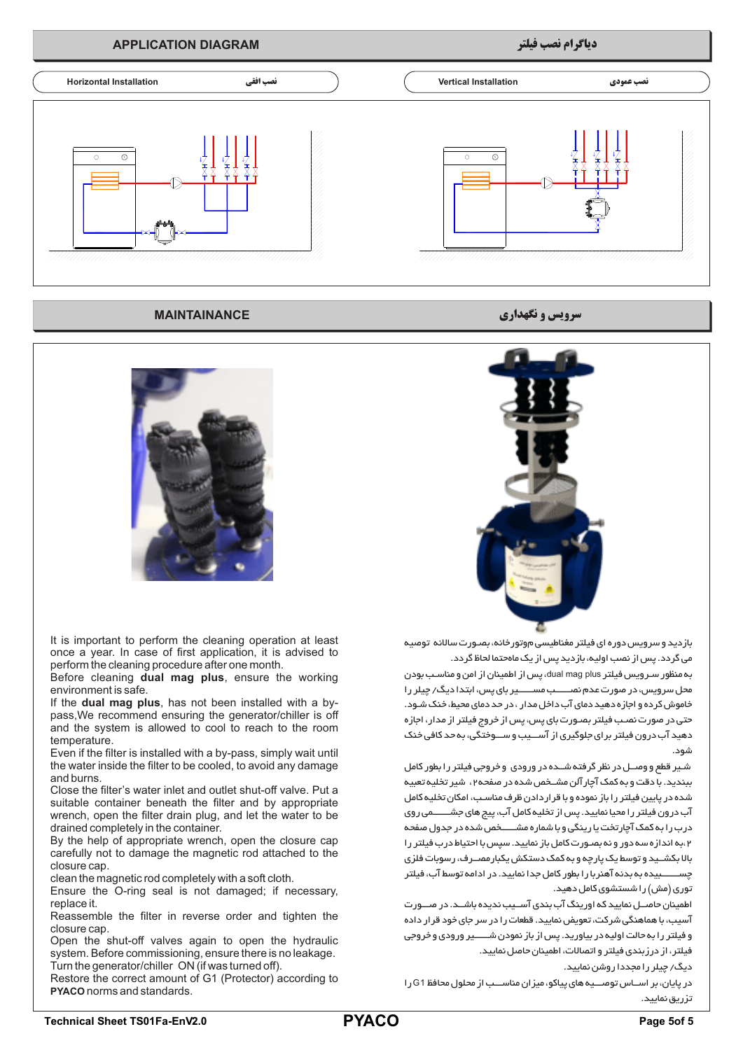## APPLICATION DIAGRAM

## دیاگرام نصب فیلتر

**Horizontal Installation** نصب افقی

**Vertical Installation** نصب عمودی

## MAINTAINANCE

## سرویس و نگهداری

It is important to perform the cleaning operation at least once a year. In case of first application, it is advised to perform the cleaning procedure after one month.

Before cleaning **dual mag plus**, ensure the working environment is safe.

If the **dual mag plus**, has not been installed with a by-pass,We recommend ensuring the generator/chiller is off and the system is allowed to cool to reach to the room temperature.

Even if the filter is installed with a by-pass, simply wait until the water inside the filter to be cooled, to avoid any damage and burns.

Close the filter's water inlet and outlet shut-off valve. Put a suitable container beneath the filter and by appropriate wrench, open the filter drain plug, and let the water to be drained completely in the container.

By the help of appropriate wrench, open the closure cap carefully not to damage the magnetic rod attached to the closure cap.

clean the magnetic rod completely with a soft cloth.

Ensure the O-ring seal is not damaged; if necessary, replace it.

Reassemble the filter in reverse order and tighten the closure cap.

Open the shut-off valves again to open the hydraulic system. Before commissioning, ensure there is no leakage.

Turn the generator/chiller ON (if was turned off).

Restore the correct amount of G1 (Protector) according to **PYACO** norms and standards.

بازدید و سرویس دوره ای فیلتر مغناطیسی موتورخانه، بصورت سالانه توصیه می گردد. پس از نصب اولیه، بازدید پس از یک ماه‌حتما لحاظ گردد.

به منظور سرویس فیلتر dual mag plus، پس از اطمینان از امن و مناسب بودن محل سرویس، در صورت عدم نصب مسیر بای پس، ابتدا دیگ/ چیلر را خاموش کرده و اجازه دهید دمای آب داخل مدار ، در حد دمای محیط، خنک شود.

حتی در صورت نصب فیلتر بصورت بای پس، پس از خروج فیلتر از مدار، اجازه دهید آب درون فیلتر برای جلوگیری از آسیب و سوختگی، به حد کافی خنک شود.

شیر قطع و وصل در نظر گرفته شده در ورودی و خروجی فیلتر را بطور کامل ببندید. با دقت و به کمک آچار آلن مشخص شده در صفحه۲، شیر تخلیه تعبیه شده در پایین فیلتر را باز نموده و با قرار دادن ظرف مناسب، امکان تخلیه کامل آب درون فیلتر را محیا نمایید. پس از تخلیه کامل آب، پیچ های جشمی روی درب را به کمک آچارتخت یا رینگی و با شماره مشخص شده در جدول صفحه ۲، به اندازه سه دور و نه بصورت کامل باز نمایید. سپس با احتیاط درب فیلتر را بالا بکشید و توسط یک پارچه و به کمک دستکش یکبار مصرف، رسوبات فلزی چسبیده به بدنه آهنربا را بطور کامل جدا نمایید. در ادامه توسط آب، فیلتر توری (مش) را شستشوی کامل دهید.

اطمینان حاصل نمایید که اورینگ آب بندی آسیب ندیده باشد. در صورت آسیب، با هماهنگی شرکت، تعویض نمایید. قطعات را در سر جای خود قرار داده و فیلتر را به حالت اولیه در بیاورید. پس از باز نمودن شیر ورودی و خروجی فیلتر، از درزبندی فیلتر و اتصالات، اطمینان حاصل نمایید.

دیگ/ چیلر را مجددا روشن نمایید.

در پایان، بر اساس توصیه های پیاکو، میزان مناسب از محلول محافظ G1 را تزریق نمایید.